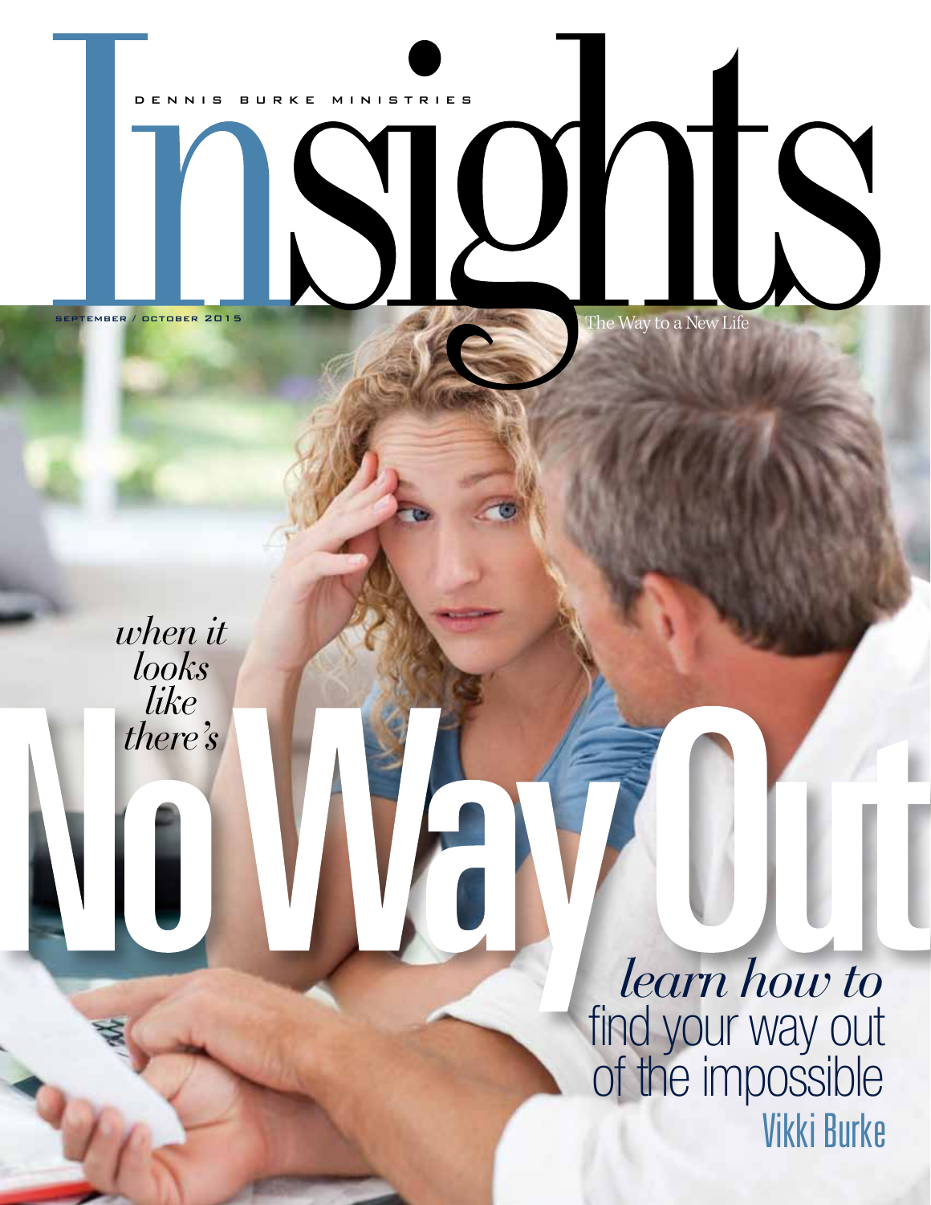DENNIS BURKE MINISTRIES

# Insights

SEPTEMBER / OCTOBER 2015

The Way to a New Life

*when it looks like there's*

# No Way Out

*learn how to* find your way out of the impossible

Vikki Burke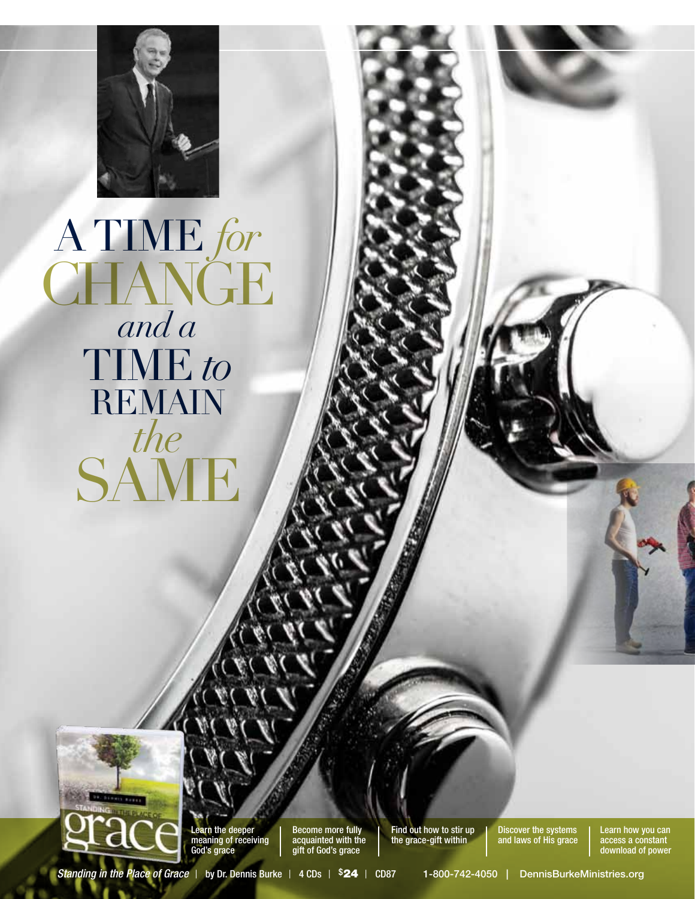# A TIME *for* CHANGE *and a* TIME *to* REMAIN *the* SAME

- Learn the deeper meaning of receiving God's grace
- Become more fully acquainted with the gift of God's grace
- Find out how to stir up the grace-gift within
- Discover the systems and laws of His grace
- Learn how you can access a constant download of power

*Standing in the Place of Grace* | by Dr. Dennis Burke | 4 CDs | $24 | CD87 1-800-742-4050 | DennisBurkeMinistries.org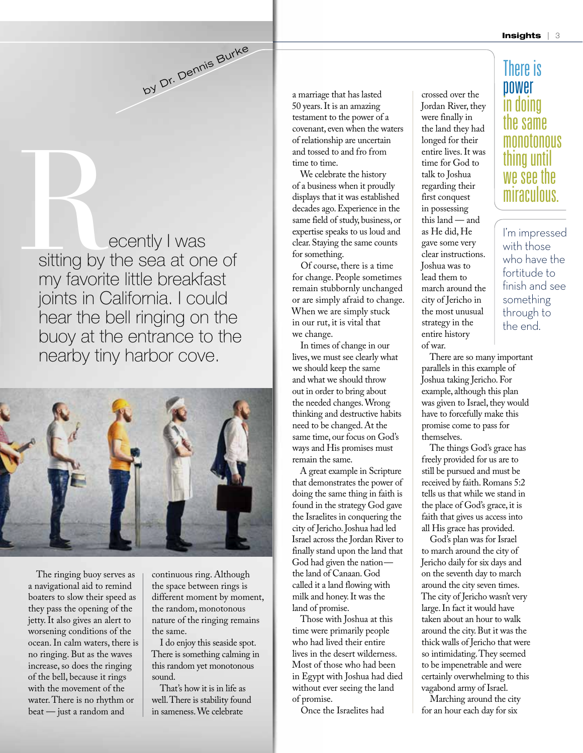by Dr. Dennis Burke

Recently I was sitting by the sea at one of my favorite little breakfast joints in California. I could hear the bell ringing on the buoy at the entrance to the nearby tiny harbor cove.

The ringing buoy serves as a navigational aid to remind boaters to slow their speed as they pass the opening of the jetty. It also gives an alert to worsening conditions of the ocean. In calm waters, there is no ringing. But as the waves increase, so does the ringing of the bell, because it rings with the movement of the water. There is no rhythm or beat — just a random and continuous ring. Although the space between rings is different moment by moment, the random, monotonous nature of the ringing remains the same.

I do enjoy this seaside spot. There is something calming in this random yet monotonous sound.

That's how it is in life as well. There is stability found in sameness. We celebrate a marriage that has lasted 50 years. It is an amazing testament to the power of a covenant, even when the waters of relationship are uncertain and tossed to and fro from time to time.

We celebrate the history of a business when it proudly displays that it was established decades ago. Experience in the same field of study, business, or expertise speaks to us loud and clear. Staying the same counts for something.

Of course, there is a time for change. People sometimes remain stubbornly unchanged or are simply afraid to change. When we are simply stuck in our rut, it is vital that we change.

In times of change in our lives, we must see clearly what we should keep the same and what we should throw out in order to bring about the needed changes. Wrong thinking and destructive habits need to be changed. At the same time, our focus on God's ways and His promises must remain the same.

A great example in Scripture that demonstrates the power of doing the same thing in faith is found in the strategy God gave the Israelites in conquering the city of Jericho. Joshua had led Israel across the Jordan River to finally stand upon the land that God had given the nation— the land of Canaan. God called it a land flowing with milk and honey. It was the land of promise.

Those with Joshua at this time were primarily people who had lived their entire lives in the desert wilderness. Most of those who had been in Egypt with Joshua had died without ever seeing the land of promise.

Once the Israelites had crossed over the Jordan River, they were finally in the land they had longed for their entire lives. It was time for God to talk to Joshua regarding their first conquest in possessing this land — and as He did, He gave some very clear instructions. Joshua was to lead them to march around the city of Jericho in the most unusual strategy in the entire history of war.

> There is power in doing the same monotonous thing until we see the miraculous.

> I'm impressed with those who have the fortitude to finish and see something through to the end.

There are so many important parallels in this example of Joshua taking Jericho. For example, although this plan was given to Israel, they would have to forcefully make this promise come to pass for themselves.

The things God's grace has freely provided for us are to still be pursued and must be received by faith. Romans 5:2 tells us that while we stand in the place of God's grace, it is faith that gives us access into all His grace has provided.

God's plan was for Israel to march around the city of Jericho daily for six days and on the seventh day to march around the city seven times. The city of Jericho wasn't very large. In fact it would have taken about an hour to walk around the city. But it was the thick walls of Jericho that were so intimidating. They seemed to be impenetrable and were certainly overwhelming to this vagabond army of Israel.

Marching around the city for an hour each day for six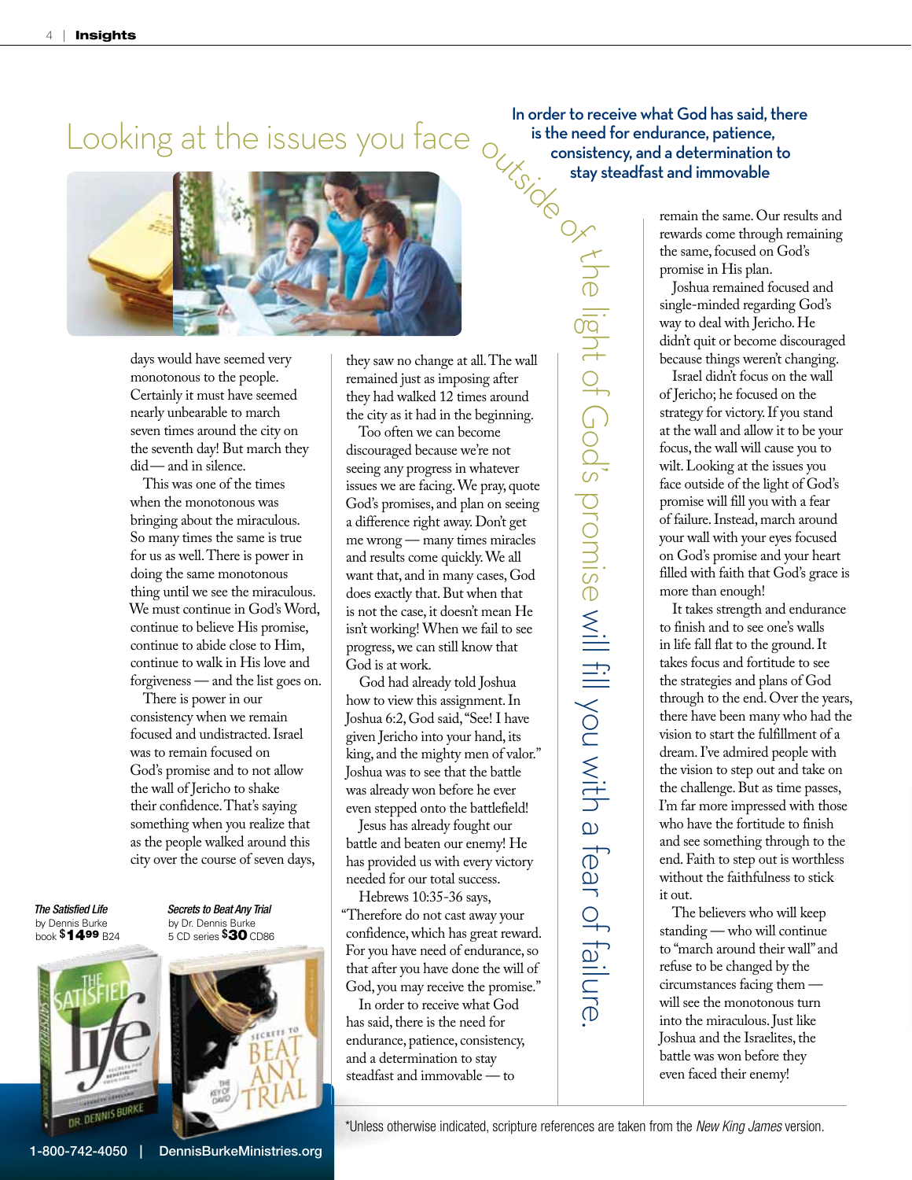## Looking at the issues you face outside of the light of God's promise will fill you with a fear of failure.

**In order to receive what God has said, there is the need for endurance, patience, consistency, and a determination to stay steadfast and immovable**

days would have seemed very monotonous to the people. Certainly it must have seemed nearly unbearable to march seven times around the city on the seventh day! But march they did — and in silence.

This was one of the times when the monotonous was bringing about the miraculous. So many times the same is true for us as well. There is power in doing the same monotonous thing until we see the miraculous. We must continue in God's Word, continue to believe His promise, continue to abide close to Him, continue to walk in His love and forgiveness — and the list goes on.

There is power in our consistency when we remain focused and undistracted. Israel was to remain focused on God's promise and to not allow the wall of Jericho to shake their confidence. That's saying something when you realize that as the people walked around this city over the course of seven days, they saw no change at all. The wall remained just as imposing after they had walked 12 times around the city as it had in the beginning.

Too often we can become discouraged because we're not seeing any progress in whatever issues we are facing. We pray, quote God's promises, and plan on seeing a difference right away. Don't get me wrong — many times miracles and results come quickly. We all want that, and in many cases, God does exactly that. But when that is not the case, it doesn't mean He isn't working! When we fail to see progress, we can still know that God is at work.

God had already told Joshua how to view this assignment. In Joshua 6:2, God said, "See! I have given Jericho into your hand, its king, and the mighty men of valor." Joshua was to see that the battle was already won before he ever even stepped onto the battlefield!

Jesus has already fought our battle and beaten our enemy! He has provided us with every victory needed for our total success.

Hebrews 10:35-36 says, "Therefore do not cast away your confidence, which has great reward. For you have need of endurance, so that after you have done the will of God, you may receive the promise."

In order to receive what God has said, there is the need for endurance, patience, consistency, and a determination to stay steadfast and immovable — to remain the same. Our results and rewards come through remaining the same, focused on God's promise in His plan.

Joshua remained focused and single-minded regarding God's way to deal with Jericho. He didn't quit or become discouraged because things weren't changing.

Israel didn't focus on the wall of Jericho; he focused on the strategy for victory. If you stand at the wall and allow it to be your focus, the wall will cause you to wilt. Looking at the issues you face outside of the light of God's promise will fill you with a fear of failure. Instead, march around your wall with your eyes focused on God's promise and your heart filled with faith that God's grace is more than enough!

It takes strength and endurance to finish and to see one's walls in life fall flat to the ground. It takes focus and fortitude to see the strategies and plans of God through to the end. Over the years, there have been many who had the vision to start the fulfillment of a dream. I've admired people with the vision to step out and take on the challenge. But as time passes, I'm far more impressed with those who have the fortitude to finish and see something through to the end. Faith to step out is worthless without the faithfulness to stick it out.

The believers who will keep standing — who will continue to "march around their wall" and refuse to be changed by the circumstances facing them — will see the monotonous turn into the miraculous. Just like Joshua and the Israelites, the battle was won before they even faced their enemy!

***The Satisfied Life*** by Dennis Burke book **$14.99** B24

***Secrets to Beat Any Trial*** by Dr. Dennis Burke 5 CD series **$30** CD86

1-800-742-4050 | DennisBurkeMinistries.org

*Unless otherwise indicated, scripture references are taken from the *New King James* version.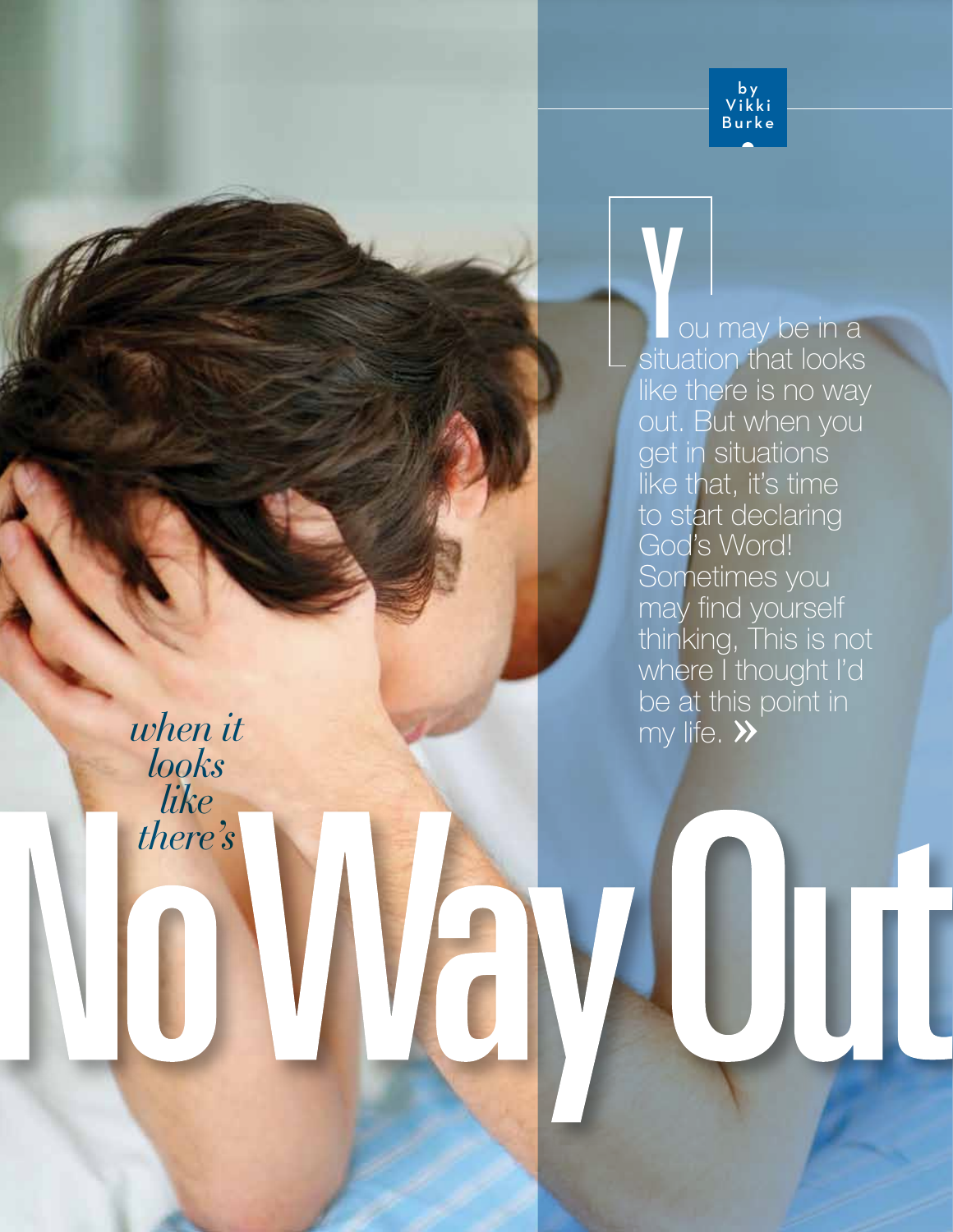# *when it looks like there's* No Way Out

by Vikki Burke

You may be in a situation that looks like there is no way out. But when you get in situations like that, it's time to start declaring God's Word! Sometimes you may find yourself thinking, This is not where I thought I'd be at this point in my life. »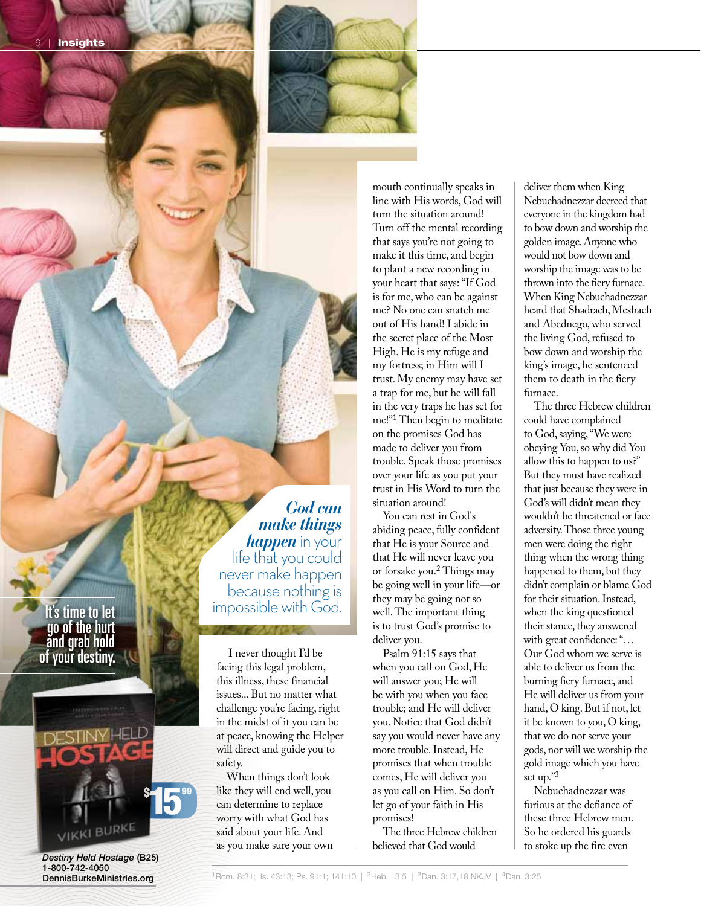It's time to let go of the hurt and grab hold of your destiny.

*Destiny Held Hostage* (B25)
1-800-742-4050
DennisBurkeMinistries.org

$15.99

> ***God can make things happen*** in your life that you could never make happen because nothing is impossible with God.

I never thought I'd be facing this legal problem, this illness, these financial issues... But no matter what challenge you're facing, right in the midst of it you can be at peace, knowing the Helper will direct and guide you to safety.

When things don't look like they will end well, you can determine to replace worry with what God has said about your life. And as you make sure your own mouth continually speaks in line with His words, God will turn the situation around! Turn off the mental recording that says you're not going to make it this time, and begin to plant a new recording in your heart that says: "If God is for me, who can be against me? No one can snatch me out of His hand! I abide in the secret place of the Most High. He is my refuge and my fortress; in Him will I trust. My enemy may have set a trap for me, but he will fall in the very traps he has set for me!"[1] Then begin to meditate on the promises God has made to deliver you from trouble. Speak those promises over your life as you put your trust in His Word to turn the situation around!

You can rest in God's abiding peace, fully confident that He is your Source and that He will never leave you or forsake you.[2] Things may be going well in your life—or they may be going not so well. The important thing is to trust God's promise to deliver you.

Psalm 91:15 says that when you call on God, He will answer you; He will be with you when you face trouble; and He will deliver you. Notice that God didn't say you would never have any more trouble. Instead, He promises that when trouble comes, He will deliver you as you call on Him. So don't let go of your faith in His promises!

The three Hebrew children believed that God would deliver them when King Nebuchadnezzar decreed that everyone in the kingdom had to bow down and worship the golden image. Anyone who would not bow down and worship the image was to be thrown into the fiery furnace. When King Nebuchadnezzar heard that Shadrach, Meshach and Abednego, who served the living God, refused to bow down and worship the king's image, he sentenced them to death in the fiery furnace.

The three Hebrew children could have complained to God, saying, "We were obeying You, so why did You allow this to happen to us?" But they must have realized that just because they were in God's will didn't mean they wouldn't be threatened or face adversity. Those three young men were doing the right thing when the wrong thing happened to them, but they didn't complain or blame God for their situation. Instead, when the king questioned their stance, they answered with great confidence: "… Our God whom we serve is able to deliver us from the burning fiery furnace, and He will deliver us from your hand, O king. But if not, let it be known to you, O king, that we do not serve your gods, nor will we worship the gold image which you have set up."[3]

Nebuchadnezzar was furious at the defiance of these three Hebrew men. So he ordered his guards to stoke up the fire even

[1]Rom. 8:31; Is. 43:13; Ps. 91:1; 141:10 | [2]Heb. 13.5 | [3]Dan. 3:17,18 NKJV | [4]Dan. 3:25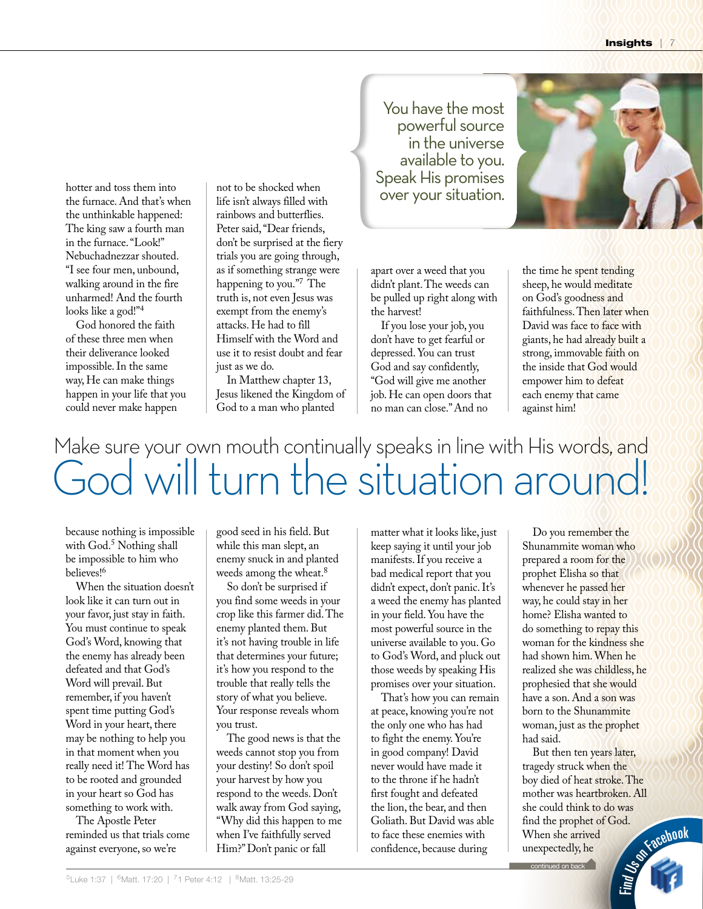hotter and toss them into the furnace. And that's when the unthinkable happened: The king saw a fourth man in the furnace. "Look!" Nebuchadnezzar shouted. "I see four men, unbound, walking around in the fire unharmed! And the fourth looks like a god!"[4]

God honored the faith of these three men when their deliverance looked impossible. In the same way, He can make things happen in your life that you could never make happen because nothing is impossible with God.[5] Nothing shall be impossible to him who believes![6]

When the situation doesn't look like it can turn out in your favor, just stay in faith. You must continue to speak God's Word, knowing that the enemy has already been defeated and that God's Word will prevail. But remember, if you haven't spent time putting God's Word in your heart, there may be nothing to help you in that moment when you really need it! The Word has to be rooted and grounded in your heart so God has something to work with.

The Apostle Peter reminded us that trials come against everyone, so we're not to be shocked when life isn't always filled with rainbows and butterflies. Peter said, "Dear friends, don't be surprised at the fiery trials you are going through, as if something strange were happening to you."[7] The truth is, not even Jesus was exempt from the enemy's attacks. He had to fill Himself with the Word and use it to resist doubt and fear just as we do.

In Matthew chapter 13, Jesus likened the Kingdom of God to a man who planted good seed in his field. But while this man slept, an enemy snuck in and planted weeds among the wheat.[8]

So don't be surprised if you find some weeds in your crop like this farmer did. The enemy planted them. But it's not having trouble in life that determines your future; it's how you respond to the trouble that really tells the story of what you believe. Your response reveals whom you trust.

The good news is that the weeds cannot stop you from your destiny! So don't spoil your harvest by how you respond to the weeds. Don't walk away from God saying, "Why did this happen to me when I've faithfully served Him?" Don't panic or fall apart over a weed that you didn't plant. The weeds can be pulled up right along with the harvest!

> You have the most powerful source in the universe available to you. Speak His promises over your situation.

If you lose your job, you don't have to get fearful or depressed. You can trust God and say confidently, "God will give me another job. He can open doors that no man can close." And no matter what it looks like, just keep saying it until your job manifests. If you receive a bad medical report that you didn't expect, don't panic. It's a weed the enemy has planted in your field. You have the most powerful source in the universe available to you. Go to God's Word, and pluck out those weeds by speaking His promises over your situation.

That's how you can remain at peace, knowing you're not the only one who has had to fight the enemy. You're in good company! David never would have made it to the throne if he hadn't first fought and defeated the lion, the bear, and then Goliath. But David was able to face these enemies with confidence, because during the time he spent tending sheep, he would meditate on God's goodness and faithfulness. Then later when David was face to face with giants, he had already built a strong, immovable faith on the inside that God would empower him to defeat each enemy that came against him!

## Make sure your own mouth continually speaks in line with His words, and God will turn the situation around!

Do you remember the Shunammite woman who prepared a room for the prophet Elisha so that whenever he passed her way, he could stay in her home? Elisha wanted to do something to repay this woman for the kindness she had shown him. When he realized she was childless, he prophesied that she would have a son. And a son was born to the Shunammite woman, just as the prophet had said.

But then ten years later, tragedy struck when the boy died of heat stroke. The mother was heartbroken. All she could think to do was find the prophet of God. When she arrived unexpectedly, he

continued on back

[5]Luke 1:37 | [6]Matt. 17:20 | [7]1 Peter 4:12 | [8]Matt. 13:25-29

Find Us on Facebook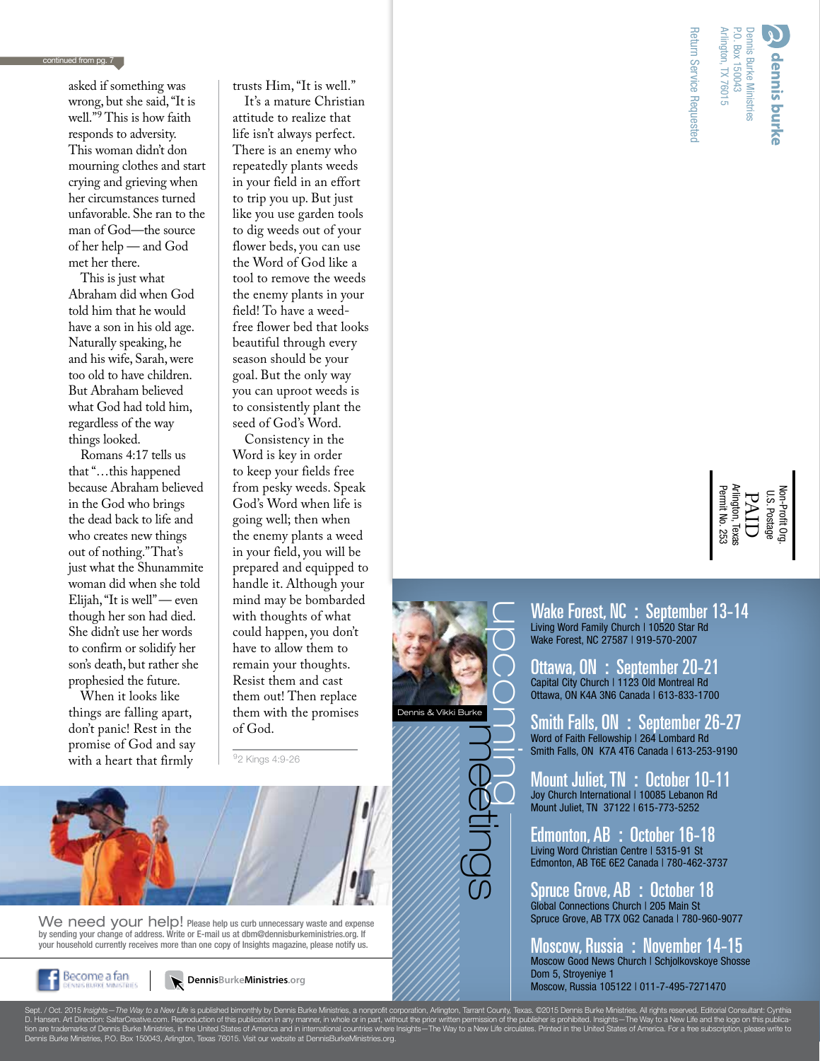continued from pg. 7

asked if something was wrong, but she said, "It is well."[9] This is how faith responds to adversity. This woman didn't don mourning clothes and start crying and grieving when her circumstances turned unfavorable. She ran to the man of God—the source of her help — and God met her there.

This is just what Abraham did when God told him that he would have a son in his old age. Naturally speaking, he and his wife, Sarah, were too old to have children. But Abraham believed what God had told him, regardless of the way things looked.

Romans 4:17 tells us that "…this happened because Abraham believed in the God who brings the dead back to life and who creates new things out of nothing." That's just what the Shunammite woman did when she told Elijah, "It is well" — even though her son had died. She didn't use her words to confirm or solidify her son's death, but rather she prophesied the future.

When it looks like things are falling apart, don't panic! Rest in the promise of God and say with a heart that firmly trusts Him, "It is well."

It's a mature Christian attitude to realize that life isn't always perfect. There is an enemy who repeatedly plants weeds in your field in an effort to trip you up. But just like you use garden tools to dig weeds out of your flower beds, you can use the Word of God like a tool to remove the weeds the enemy plants in your field! To have a weed-free flower bed that looks beautiful through every season should be your goal. But the only way you can uproot weeds is to consistently plant the seed of God's Word.

Consistency in the Word is key in order to keep your fields free from pesky weeds. Speak God's Word when life is going well; then when the enemy plants a weed in your field, you will be prepared and equipped to handle it. Although your mind may be bombarded with thoughts of what could happen, you don't have to allow them to remain your thoughts. Resist them and cast them out! Then replace them with the promises of God.

[9] 2 Kings 4:9-26

**We need your help!** Please help us curb unnecessary waste and expense by sending your change of address. Write or E-mail us at dbm@dennisburkeministries.org. If your household currently receives more than one copy of Insights magazine, please notify us.

Become a fan — Dennis Burke Ministries | DennisBurkeMinistries.org

dennis burke
Dennis Burke Ministries
P.O. Box 150043
Arlington, TX 76015

Return Service Requested

Non-Profit Org.
U.S. Postage
PAID
Arlington, Texas
Permit No. 253

## upcoming meetings

Dennis & Vikki Burke

**Wake Forest, NC : September 13-14**
Living Word Family Church | 10520 Star Rd
Wake Forest, NC 27587 | 919-570-2007

**Ottawa, ON : September 20-21**
Capital City Church | 1123 Old Montreal Rd
Ottawa, ON K4A 3N6 Canada | 613-833-1700

**Smith Falls, ON : September 26-27**
Word of Faith Fellowship | 264 Lombard Rd
Smith Falls, ON K7A 4T6 Canada | 613-253-9190

**Mount Juliet, TN : October 10-11**
Joy Church International | 10085 Lebanon Rd
Mount Juliet, TN 37122 | 615-773-5252

**Edmonton, AB : October 16-18**
Living Word Christian Centre | 5315-91 St
Edmonton, AB T6E 6E2 Canada | 780-462-3737

**Spruce Grove, AB : October 18**
Global Connections Church | 205 Main St
Spruce Grove, AB T7X 0G2 Canada | 780-960-9077

**Moscow, Russia : November 14-15**
Moscow Good News Church | Schjolkovskoye Shosse
Dom 5, Stroyeniye 1
Moscow, Russia 105122 | 011-7-495-7271470

Sept. / Oct. 2015 *Insights—The Way to a New Life* is published bimonthly by Dennis Burke Ministries, a nonprofit corporation, Arlington, Tarrant County, Texas. ©2015 Dennis Burke Ministries. All rights reserved. Editorial Consultant: Cynthia D. Hansen. Art Direction: SaltarCreative.com. Reproduction of this publication in any manner, in whole or in part, without the prior written permission of the publisher is prohibited. Insights—The Way to a New Life and the logo on this publication are trademarks of Dennis Burke Ministries, in the United States of America and in international countries where Insights—The Way to a New Life circulates. Printed in the United States of America. For a free subscription, please write to Dennis Burke Ministries, P.O. Box 150043, Arlington, Texas 76015. Visit our website at DennisBurkeMinistries.org.